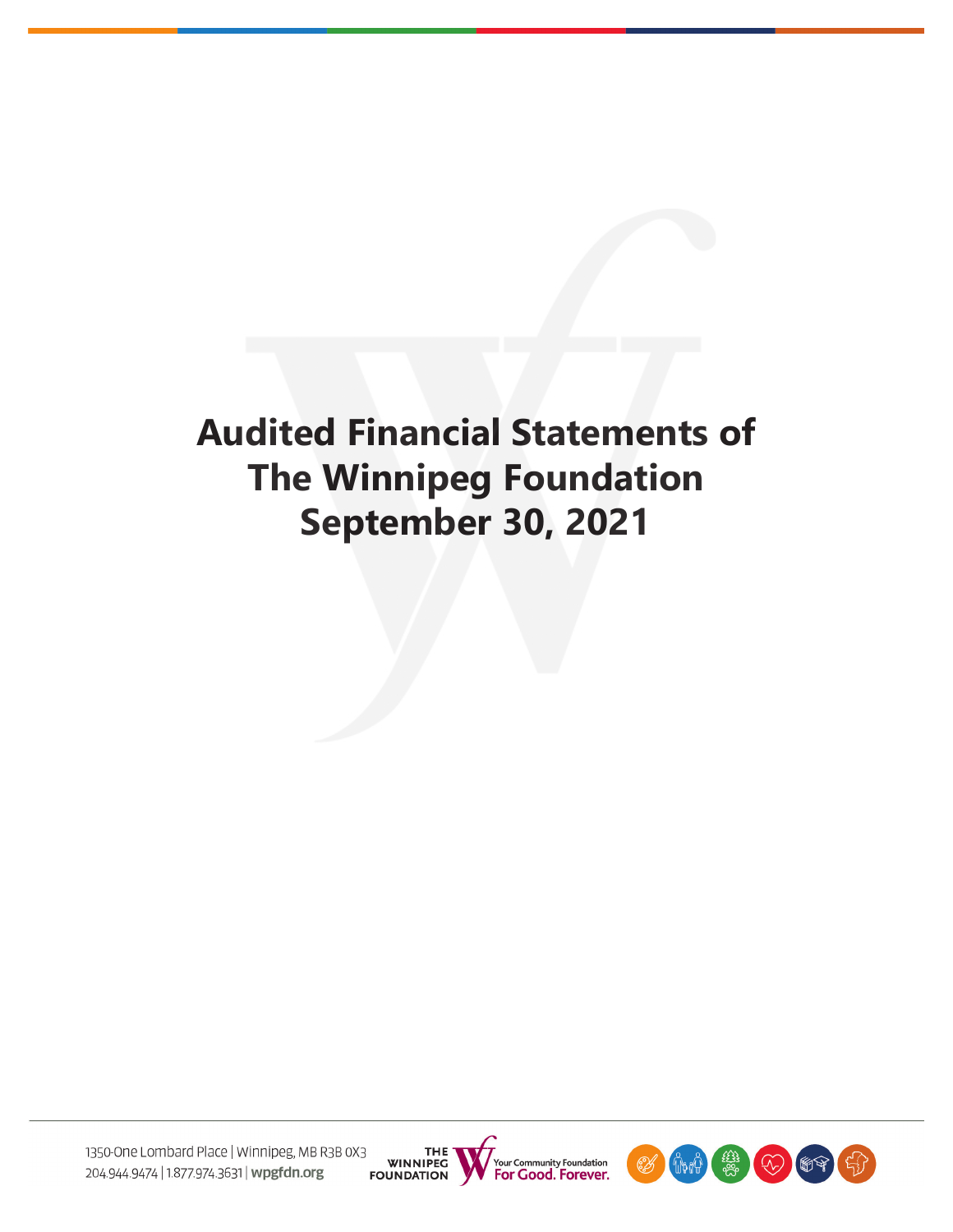# Audited Financial Statements of The Winnipeg Foundation September 30, 2021

1350-One Lombard Place | Winnipeg, MB R3B 0X3
204.944.9474 | 1.877.974.3631 | wpgfdn.org

THE WINNIPEG FOUNDATION

Your Community Foundation
For Good. Forever.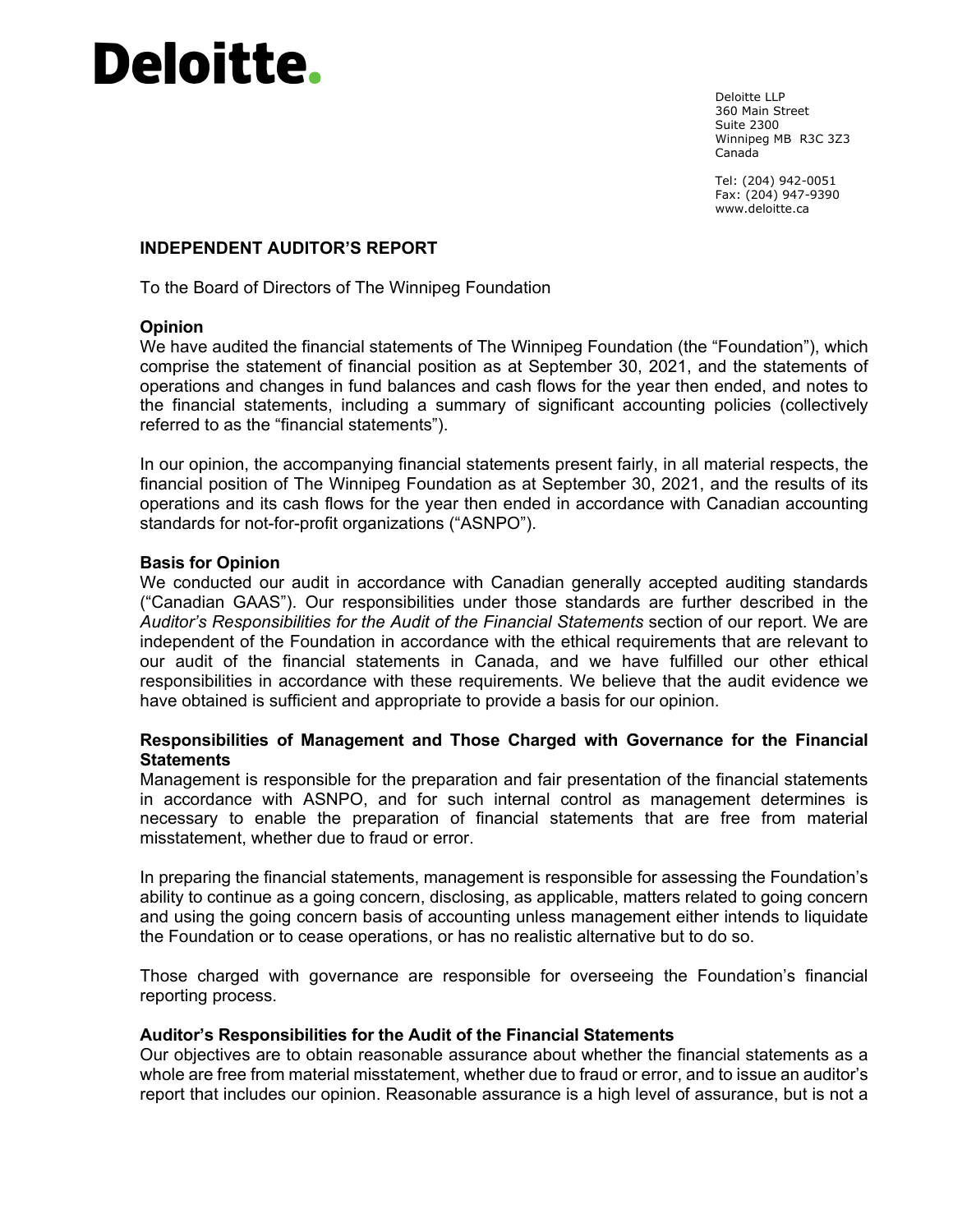# Deloitte.

Deloitte LLP
360 Main Street
Suite 2300
Winnipeg MB R3C 3Z3
Canada

Tel: (204) 942-0051
Fax: (204) 947-9390
www.deloitte.ca

## INDEPENDENT AUDITOR'S REPORT

To the Board of Directors of The Winnipeg Foundation

### Opinion

We have audited the financial statements of The Winnipeg Foundation (the "Foundation"), which comprise the statement of financial position as at September 30, 2021, and the statements of operations and changes in fund balances and cash flows for the year then ended, and notes to the financial statements, including a summary of significant accounting policies (collectively referred to as the "financial statements").

In our opinion, the accompanying financial statements present fairly, in all material respects, the financial position of The Winnipeg Foundation as at September 30, 2021, and the results of its operations and its cash flows for the year then ended in accordance with Canadian accounting standards for not-for-profit organizations ("ASNPO").

### Basis for Opinion

We conducted our audit in accordance with Canadian generally accepted auditing standards ("Canadian GAAS"). Our responsibilities under those standards are further described in the *Auditor's Responsibilities for the Audit of the Financial Statements* section of our report. We are independent of the Foundation in accordance with the ethical requirements that are relevant to our audit of the financial statements in Canada, and we have fulfilled our other ethical responsibilities in accordance with these requirements. We believe that the audit evidence we have obtained is sufficient and appropriate to provide a basis for our opinion.

### Responsibilities of Management and Those Charged with Governance for the Financial Statements

Management is responsible for the preparation and fair presentation of the financial statements in accordance with ASNPO, and for such internal control as management determines is necessary to enable the preparation of financial statements that are free from material misstatement, whether due to fraud or error.

In preparing the financial statements, management is responsible for assessing the Foundation's ability to continue as a going concern, disclosing, as applicable, matters related to going concern and using the going concern basis of accounting unless management either intends to liquidate the Foundation or to cease operations, or has no realistic alternative but to do so.

Those charged with governance are responsible for overseeing the Foundation's financial reporting process.

### Auditor's Responsibilities for the Audit of the Financial Statements

Our objectives are to obtain reasonable assurance about whether the financial statements as a whole are free from material misstatement, whether due to fraud or error, and to issue an auditor's report that includes our opinion. Reasonable assurance is a high level of assurance, but is not a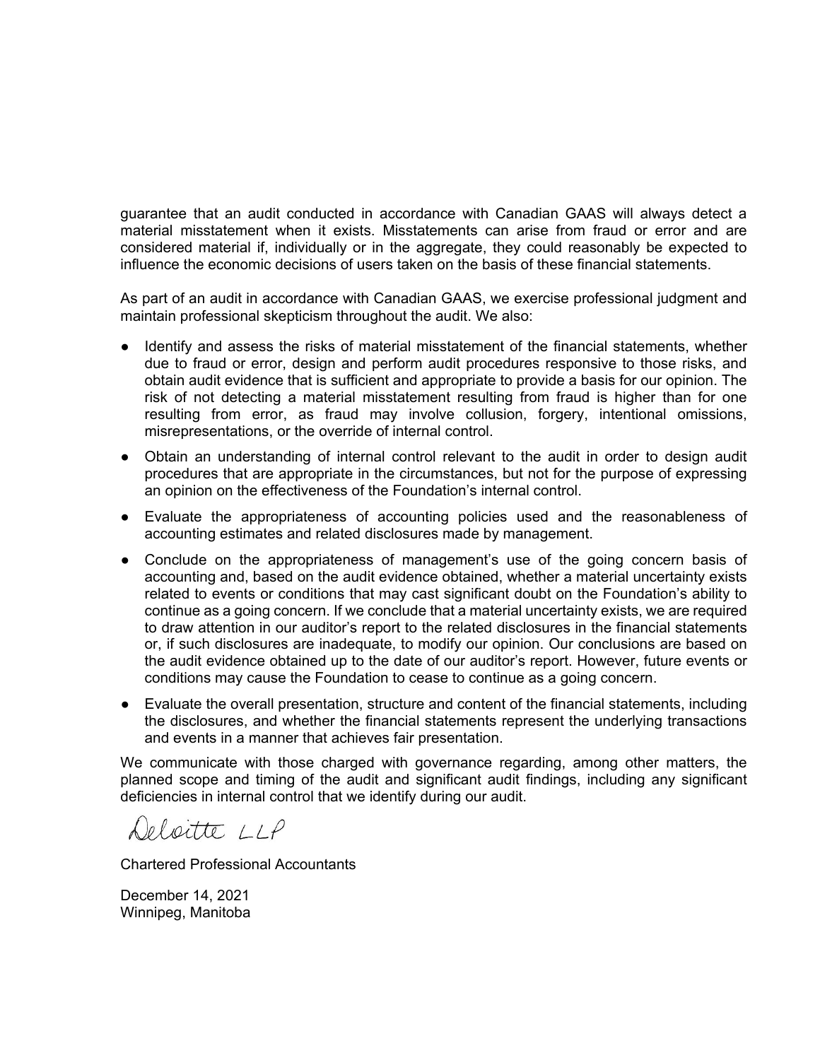guarantee that an audit conducted in accordance with Canadian GAAS will always detect a material misstatement when it exists. Misstatements can arise from fraud or error and are considered material if, individually or in the aggregate, they could reasonably be expected to influence the economic decisions of users taken on the basis of these financial statements.

As part of an audit in accordance with Canadian GAAS, we exercise professional judgment and maintain professional skepticism throughout the audit. We also:

- Identify and assess the risks of material misstatement of the financial statements, whether due to fraud or error, design and perform audit procedures responsive to those risks, and obtain audit evidence that is sufficient and appropriate to provide a basis for our opinion. The risk of not detecting a material misstatement resulting from fraud is higher than for one resulting from error, as fraud may involve collusion, forgery, intentional omissions, misrepresentations, or the override of internal control.
- Obtain an understanding of internal control relevant to the audit in order to design audit procedures that are appropriate in the circumstances, but not for the purpose of expressing an opinion on the effectiveness of the Foundation's internal control.
- Evaluate the appropriateness of accounting policies used and the reasonableness of accounting estimates and related disclosures made by management.
- Conclude on the appropriateness of management's use of the going concern basis of accounting and, based on the audit evidence obtained, whether a material uncertainty exists related to events or conditions that may cast significant doubt on the Foundation's ability to continue as a going concern. If we conclude that a material uncertainty exists, we are required to draw attention in our auditor's report to the related disclosures in the financial statements or, if such disclosures are inadequate, to modify our opinion. Our conclusions are based on the audit evidence obtained up to the date of our auditor's report. However, future events or conditions may cause the Foundation to cease to continue as a going concern.
- Evaluate the overall presentation, structure and content of the financial statements, including the disclosures, and whether the financial statements represent the underlying transactions and events in a manner that achieves fair presentation.

We communicate with those charged with governance regarding, among other matters, the planned scope and timing of the audit and significant audit findings, including any significant deficiencies in internal control that we identify during our audit.

Deloitte LLP

Chartered Professional Accountants

December 14, 2021
Winnipeg, Manitoba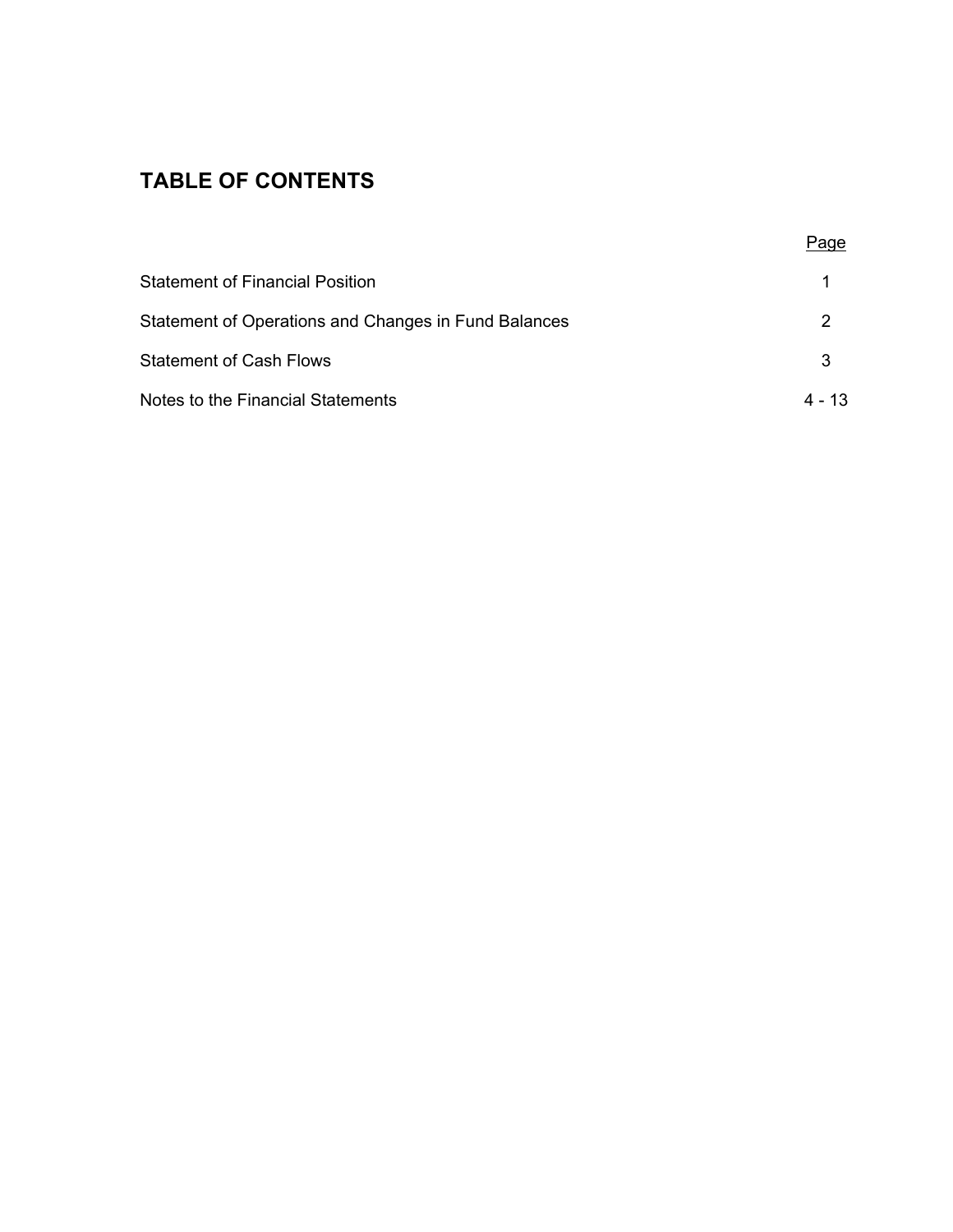## TABLE OF CONTENTS

| | Page |
| --- | --- |
| Statement of Financial Position | 1 |
| Statement of Operations and Changes in Fund Balances | 2 |
| Statement of Cash Flows | 3 |
| Notes to the Financial Statements | 4 - 13 |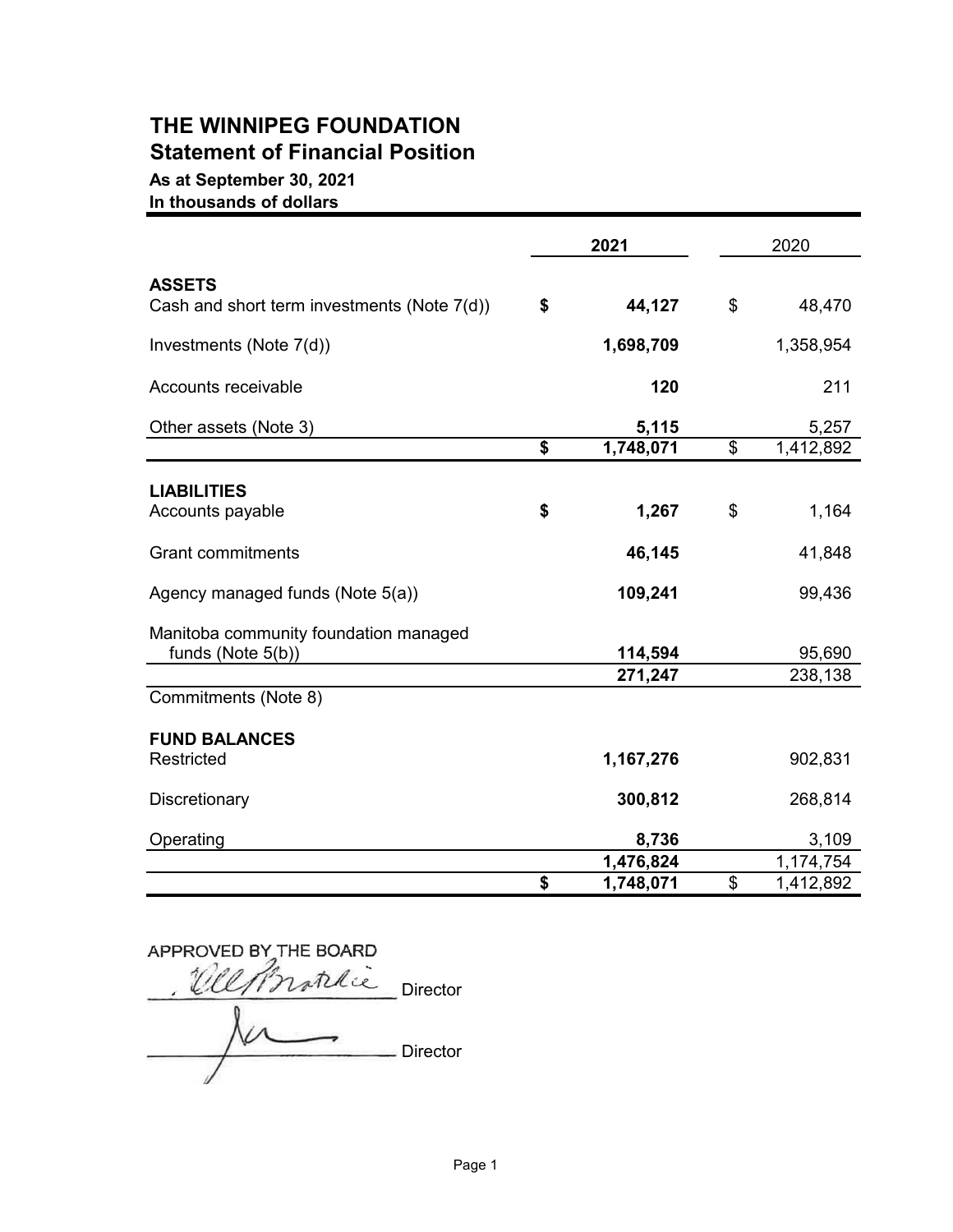# THE WINNIPEG FOUNDATION
## Statement of Financial Position
**As at September 30, 2021**
**In thousands of dollars**

| | **2021** | 2020 |
|---|---|---|
| **ASSETS** | | |
| Cash and short term investments (Note 7(d)) | **$ 44,127** | $ 48,470 |
| Investments (Note 7(d)) | **1,698,709** | 1,358,954 |
| Accounts receivable | **120** | 211 |
| Other assets (Note 3) | **5,115** | 5,257 |
| | **$ 1,748,071** | $ 1,412,892 |
| **LIABILITIES** | | |
| Accounts payable | **$ 1,267** | $ 1,164 |
| Grant commitments | **46,145** | 41,848 |
| Agency managed funds (Note 5(a)) | **109,241** | 99,436 |
| Manitoba community foundation managed funds (Note 5(b)) | **114,594** | 95,690 |
| | **271,247** | 238,138 |
| Commitments (Note 8) | | |
| **FUND BALANCES** | | |
| Restricted | **1,167,276** | 902,831 |
| Discretionary | **300,812** | 268,814 |
| Operating | **8,736** | 3,109 |
| | **1,476,824** | 1,174,754 |
| | **$ 1,748,071** | $ 1,412,892 |

APPROVED BY THE BOARD

_______________ Director

_______________ Director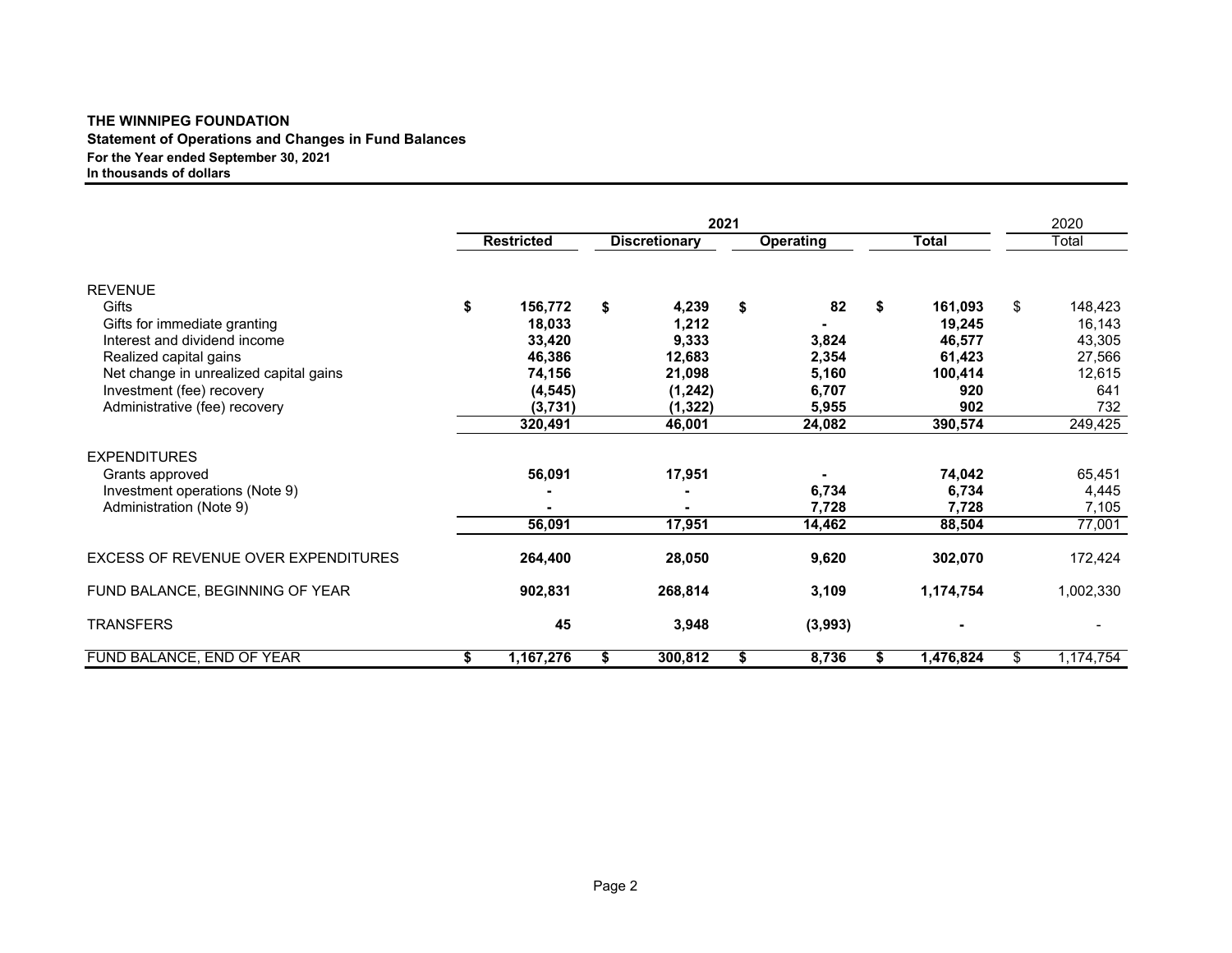**THE WINNIPEG FOUNDATION**

**Statement of Operations and Changes in Fund Balances**

**For the Year ended September 30, 2021**

**In thousands of dollars**

| | 2021 | | | | 2020 |
|---|---|---|---|---|---|
| | **Restricted** | **Discretionary** | **Operating** | **Total** | Total |
| REVENUE | | | | | |
| Gifts | **$ 156,772** | **$ 4,239** | **$ 82** | **$ 161,093** | $ 148,423 |
| Gifts for immediate granting | **18,033** | **1,212** | **-** | **19,245** | 16,143 |
| Interest and dividend income | **33,420** | **9,333** | **3,824** | **46,577** | 43,305 |
| Realized capital gains | **46,386** | **12,683** | **2,354** | **61,423** | 27,566 |
| Net change in unrealized capital gains | **74,156** | **21,098** | **5,160** | **100,414** | 12,615 |
| Investment (fee) recovery | **(4,545)** | **(1,242)** | **6,707** | **920** | 641 |
| Administrative (fee) recovery | **(3,731)** | **(1,322)** | **5,955** | **902** | 732 |
| | **320,491** | **46,001** | **24,082** | **390,574** | 249,425 |
| EXPENDITURES | | | | | |
| Grants approved | **56,091** | **17,951** | **-** | **74,042** | 65,451 |
| Investment operations (Note 9) | **-** | **-** | **6,734** | **6,734** | 4,445 |
| Administration (Note 9) | **-** | **-** | **7,728** | **7,728** | 7,105 |
| | **56,091** | **17,951** | **14,462** | **88,504** | 77,001 |
| EXCESS OF REVENUE OVER EXPENDITURES | **264,400** | **28,050** | **9,620** | **302,070** | 172,424 |
| FUND BALANCE, BEGINNING OF YEAR | **902,831** | **268,814** | **3,109** | **1,174,754** | 1,002,330 |
| TRANSFERS | **45** | **3,948** | **(3,993)** | **-** | - |
| FUND BALANCE, END OF YEAR | **$ 1,167,276** | **$ 300,812** | **$ 8,736** | **$ 1,476,824** | $ 1,174,754 |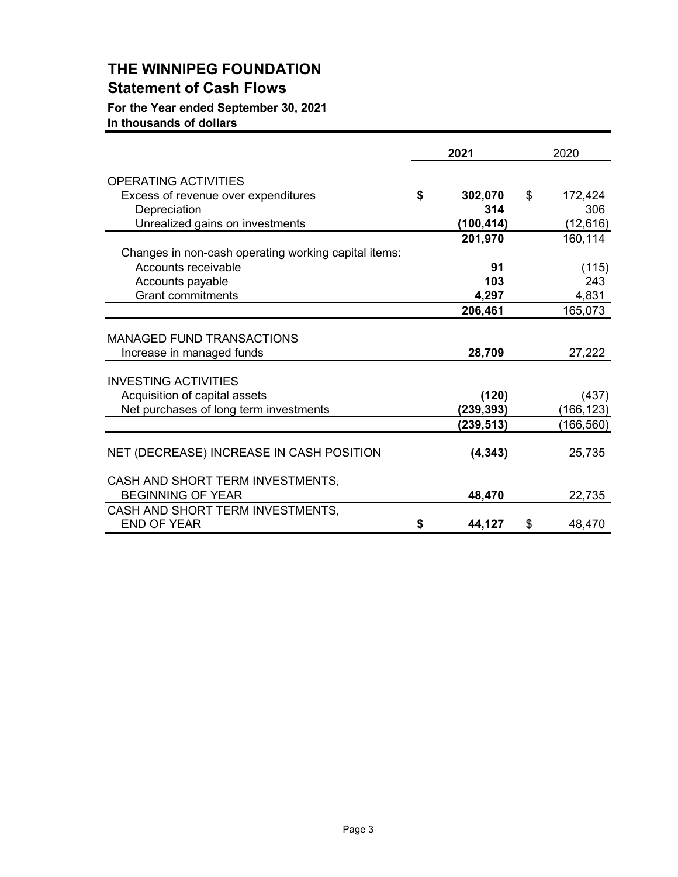# THE WINNIPEG FOUNDATION

## Statement of Cash Flows

**For the Year ended September 30, 2021**
**In thousands of dollars**

| | **2021** | 2020 |
|---|---|---|
| OPERATING ACTIVITIES | | |
| Excess of revenue over expenditures | **$ 302,070** | $ 172,424 |
| Depreciation | **314** | 306 |
| Unrealized gains on investments | **(100,414)** | (12,616) |
| | **201,970** | 160,114 |
| Changes in non-cash operating working capital items: | | |
| Accounts receivable | **91** | (115) |
| Accounts payable | **103** | 243 |
| Grant commitments | **4,297** | 4,831 |
| | **206,461** | 165,073 |
| MANAGED FUND TRANSACTIONS | | |
| Increase in managed funds | **28,709** | 27,222 |
| INVESTING ACTIVITIES | | |
| Acquisition of capital assets | **(120)** | (437) |
| Net purchases of long term investments | **(239,393)** | (166,123) |
| | **(239,513)** | (166,560) |
| NET (DECREASE) INCREASE IN CASH POSITION | **(4,343)** | 25,735 |
| CASH AND SHORT TERM INVESTMENTS, BEGINNING OF YEAR | **48,470** | 22,735 |
| CASH AND SHORT TERM INVESTMENTS, END OF YEAR | **$ 44,127** | $ 48,470 |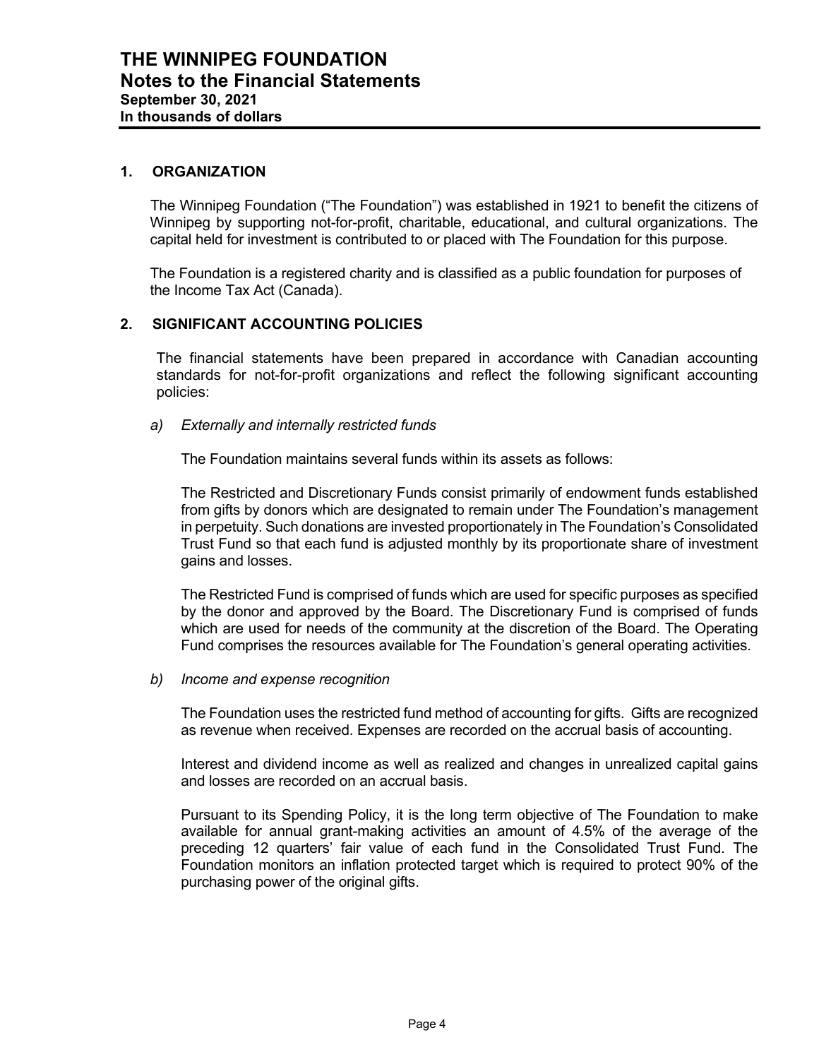# THE WINNIPEG FOUNDATION
## Notes to the Financial Statements
**September 30, 2021**
**In thousands of dollars**

### 1. ORGANIZATION

The Winnipeg Foundation ("The Foundation") was established in 1921 to benefit the citizens of Winnipeg by supporting not-for-profit, charitable, educational, and cultural organizations. The capital held for investment is contributed to or placed with The Foundation for this purpose.

The Foundation is a registered charity and is classified as a public foundation for purposes of the Income Tax Act (Canada).

### 2. SIGNIFICANT ACCOUNTING POLICIES

The financial statements have been prepared in accordance with Canadian accounting standards for not-for-profit organizations and reflect the following significant accounting policies:

*a) Externally and internally restricted funds*

The Foundation maintains several funds within its assets as follows:

The Restricted and Discretionary Funds consist primarily of endowment funds established from gifts by donors which are designated to remain under The Foundation's management in perpetuity. Such donations are invested proportionately in The Foundation's Consolidated Trust Fund so that each fund is adjusted monthly by its proportionate share of investment gains and losses.

The Restricted Fund is comprised of funds which are used for specific purposes as specified by the donor and approved by the Board. The Discretionary Fund is comprised of funds which are used for needs of the community at the discretion of the Board. The Operating Fund comprises the resources available for The Foundation's general operating activities.

*b) Income and expense recognition*

The Foundation uses the restricted fund method of accounting for gifts. Gifts are recognized as revenue when received. Expenses are recorded on the accrual basis of accounting.

Interest and dividend income as well as realized and changes in unrealized capital gains and losses are recorded on an accrual basis.

Pursuant to its Spending Policy, it is the long term objective of The Foundation to make available for annual grant-making activities an amount of 4.5% of the average of the preceding 12 quarters' fair value of each fund in the Consolidated Trust Fund. The Foundation monitors an inflation protected target which is required to protect 90% of the purchasing power of the original gifts.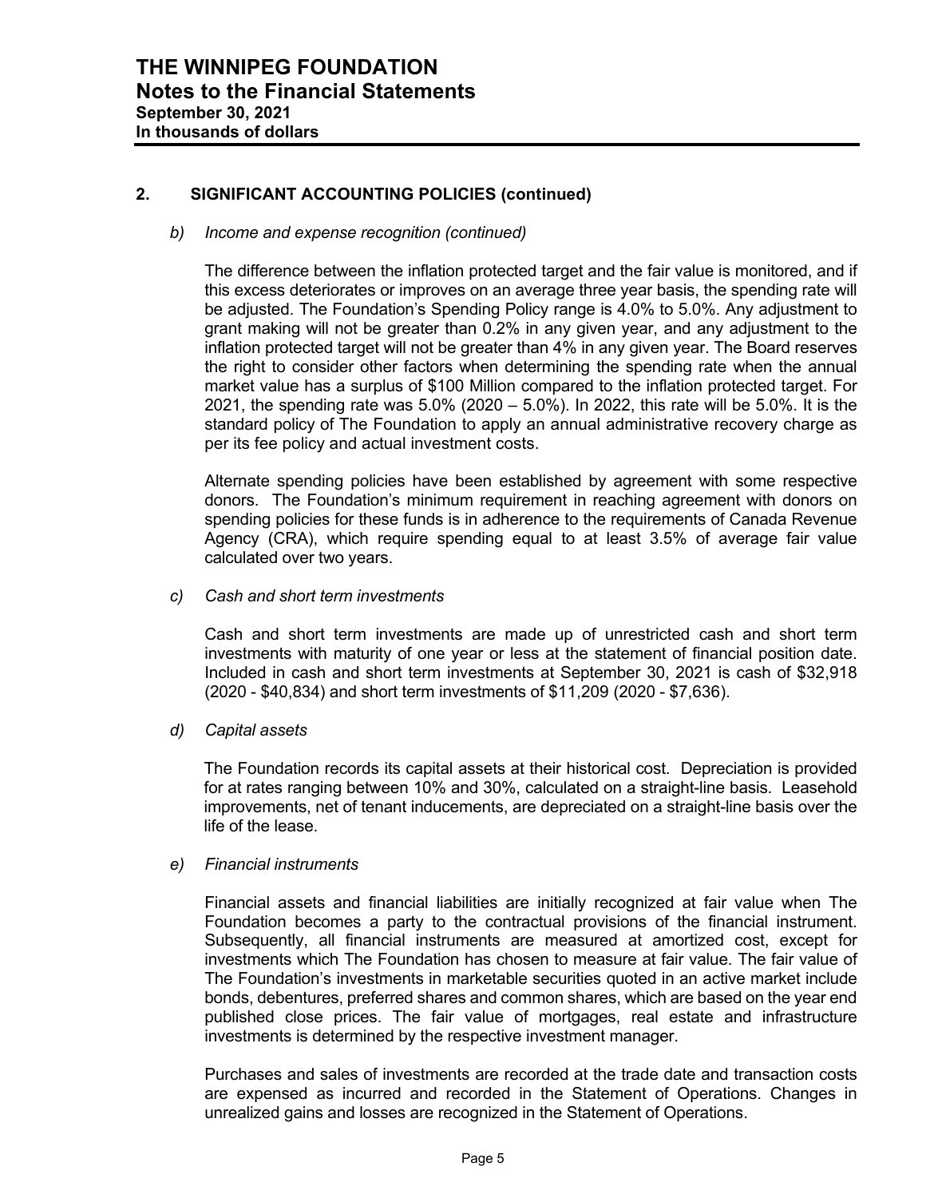# THE WINNIPEG FOUNDATION
## Notes to the Financial Statements
**September 30, 2021**
**In thousands of dollars**

## 2. SIGNIFICANT ACCOUNTING POLICIES (continued)

### *b) Income and expense recognition (continued)*

The difference between the inflation protected target and the fair value is monitored, and if this excess deteriorates or improves on an average three year basis, the spending rate will be adjusted. The Foundation's Spending Policy range is 4.0% to 5.0%. Any adjustment to grant making will not be greater than 0.2% in any given year, and any adjustment to the inflation protected target will not be greater than 4% in any given year. The Board reserves the right to consider other factors when determining the spending rate when the annual market value has a surplus of $100 Million compared to the inflation protected target. For 2021, the spending rate was 5.0% (2020 – 5.0%). In 2022, this rate will be 5.0%. It is the standard policy of The Foundation to apply an annual administrative recovery charge as per its fee policy and actual investment costs.

Alternate spending policies have been established by agreement with some respective donors. The Foundation's minimum requirement in reaching agreement with donors on spending policies for these funds is in adherence to the requirements of Canada Revenue Agency (CRA), which require spending equal to at least 3.5% of average fair value calculated over two years.

### *c) Cash and short term investments*

Cash and short term investments are made up of unrestricted cash and short term investments with maturity of one year or less at the statement of financial position date. Included in cash and short term investments at September 30, 2021 is cash of $32,918 (2020 - $40,834) and short term investments of $11,209 (2020 - $7,636).

### *d) Capital assets*

The Foundation records its capital assets at their historical cost. Depreciation is provided for at rates ranging between 10% and 30%, calculated on a straight-line basis. Leasehold improvements, net of tenant inducements, are depreciated on a straight-line basis over the life of the lease.

### *e) Financial instruments*

Financial assets and financial liabilities are initially recognized at fair value when The Foundation becomes a party to the contractual provisions of the financial instrument. Subsequently, all financial instruments are measured at amortized cost, except for investments which The Foundation has chosen to measure at fair value. The fair value of The Foundation's investments in marketable securities quoted in an active market include bonds, debentures, preferred shares and common shares, which are based on the year end published close prices. The fair value of mortgages, real estate and infrastructure investments is determined by the respective investment manager.

Purchases and sales of investments are recorded at the trade date and transaction costs are expensed as incurred and recorded in the Statement of Operations. Changes in unrealized gains and losses are recognized in the Statement of Operations.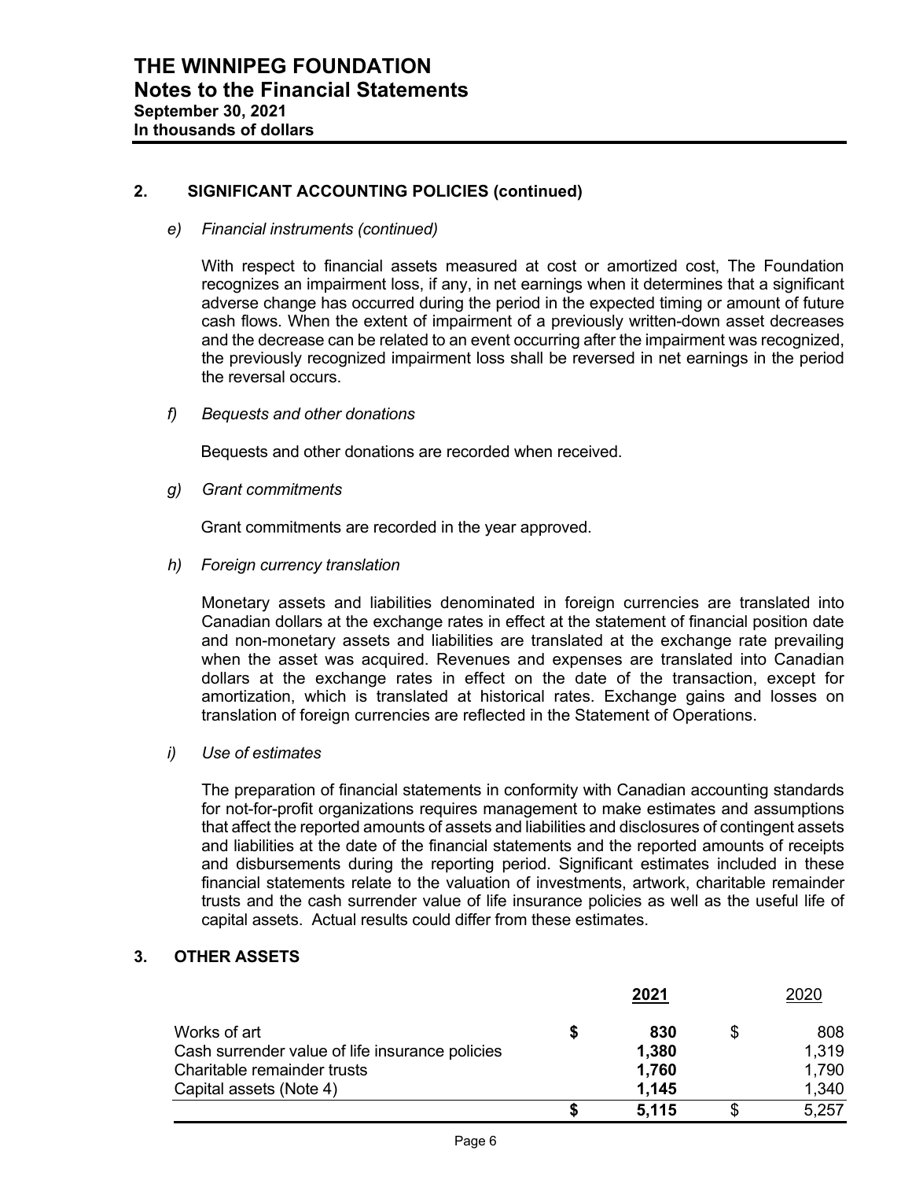## 2. SIGNIFICANT ACCOUNTING POLICIES (continued)

*e) Financial instruments (continued)*

With respect to financial assets measured at cost or amortized cost, The Foundation recognizes an impairment loss, if any, in net earnings when it determines that a significant adverse change has occurred during the period in the expected timing or amount of future cash flows. When the extent of impairment of a previously written-down asset decreases and the decrease can be related to an event occurring after the impairment was recognized, the previously recognized impairment loss shall be reversed in net earnings in the period the reversal occurs.

*f) Bequests and other donations*

Bequests and other donations are recorded when received.

*g) Grant commitments*

Grant commitments are recorded in the year approved.

*h) Foreign currency translation*

Monetary assets and liabilities denominated in foreign currencies are translated into Canadian dollars at the exchange rates in effect at the statement of financial position date and non-monetary assets and liabilities are translated at the exchange rate prevailing when the asset was acquired. Revenues and expenses are translated into Canadian dollars at the exchange rates in effect on the date of the transaction, except for amortization, which is translated at historical rates. Exchange gains and losses on translation of foreign currencies are reflected in the Statement of Operations.

*i) Use of estimates*

The preparation of financial statements in conformity with Canadian accounting standards for not-for-profit organizations requires management to make estimates and assumptions that affect the reported amounts of assets and liabilities and disclosures of contingent assets and liabilities at the date of the financial statements and the reported amounts of receipts and disbursements during the reporting period. Significant estimates included in these financial statements relate to the valuation of investments, artwork, charitable remainder trusts and the cash surrender value of life insurance policies as well as the useful life of capital assets. Actual results could differ from these estimates.

## 3. OTHER ASSETS

| | **2021** | 2020 |
|---|---|---|
| Works of art | **$ 830** | $ 808 |
| Cash surrender value of life insurance policies | **1,380** | 1,319 |
| Charitable remainder trusts | **1,760** | 1,790 |
| Capital assets (Note 4) | **1,145** | 1,340 |
| | **$ 5,115** | $ 5,257 |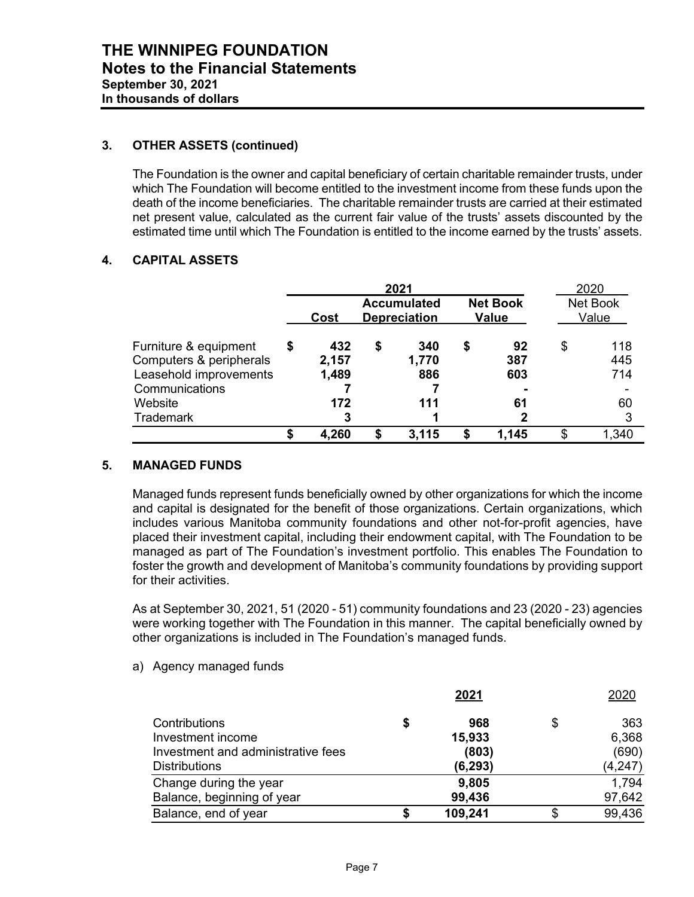# THE WINNIPEG FOUNDATION
## Notes to the Financial Statements
**September 30, 2021**
**In thousands of dollars**

### 3. OTHER ASSETS (continued)

The Foundation is the owner and capital beneficiary of certain charitable remainder trusts, under which The Foundation will become entitled to the investment income from these funds upon the death of the income beneficiaries. The charitable remainder trusts are carried at their estimated net present value, calculated as the current fair value of the trusts' assets discounted by the estimated time until which The Foundation is entitled to the income earned by the trusts' assets.

### 4. CAPITAL ASSETS

| | 2021 | | | 2020 |
|---|---|---|---|---|
| | **Cost** | **Accumulated Depreciation** | **Net Book Value** | Net Book Value |
| Furniture & equipment | **$ 432** | **$ 340** | **$ 92** | $ 118 |
| Computers & peripherals | **2,157** | **1,770** | **387** | 445 |
| Leasehold improvements | **1,489** | **886** | **603** | 714 |
| Communications | **7** | **7** | **-** | - |
| Website | **172** | **111** | **61** | 60 |
| Trademark | **3** | **1** | **2** | 3 |
| | **$ 4,260** | **$ 3,115** | **$ 1,145** | $ 1,340 |

### 5. MANAGED FUNDS

Managed funds represent funds beneficially owned by other organizations for which the income and capital is designated for the benefit of those organizations. Certain organizations, which includes various Manitoba community foundations and other not-for-profit agencies, have placed their investment capital, including their endowment capital, with The Foundation to be managed as part of The Foundation's investment portfolio. This enables The Foundation to foster the growth and development of Manitoba's community foundations by providing support for their activities.

As at September 30, 2021, 51 (2020 - 51) community foundations and 23 (2020 - 23) agencies were working together with The Foundation in this manner. The capital beneficially owned by other organizations is included in The Foundation's managed funds.

a) Agency managed funds

| | **2021** | 2020 |
|---|---|---|
| Contributions | **$ 968** | $ 363 |
| Investment income | **15,933** | 6,368 |
| Investment and administrative fees | **(803)** | (690) |
| Distributions | **(6,293)** | (4,247) |
| Change during the year | **9,805** | 1,794 |
| Balance, beginning of year | **99,436** | 97,642 |
| Balance, end of year | **$ 109,241** | $ 99,436 |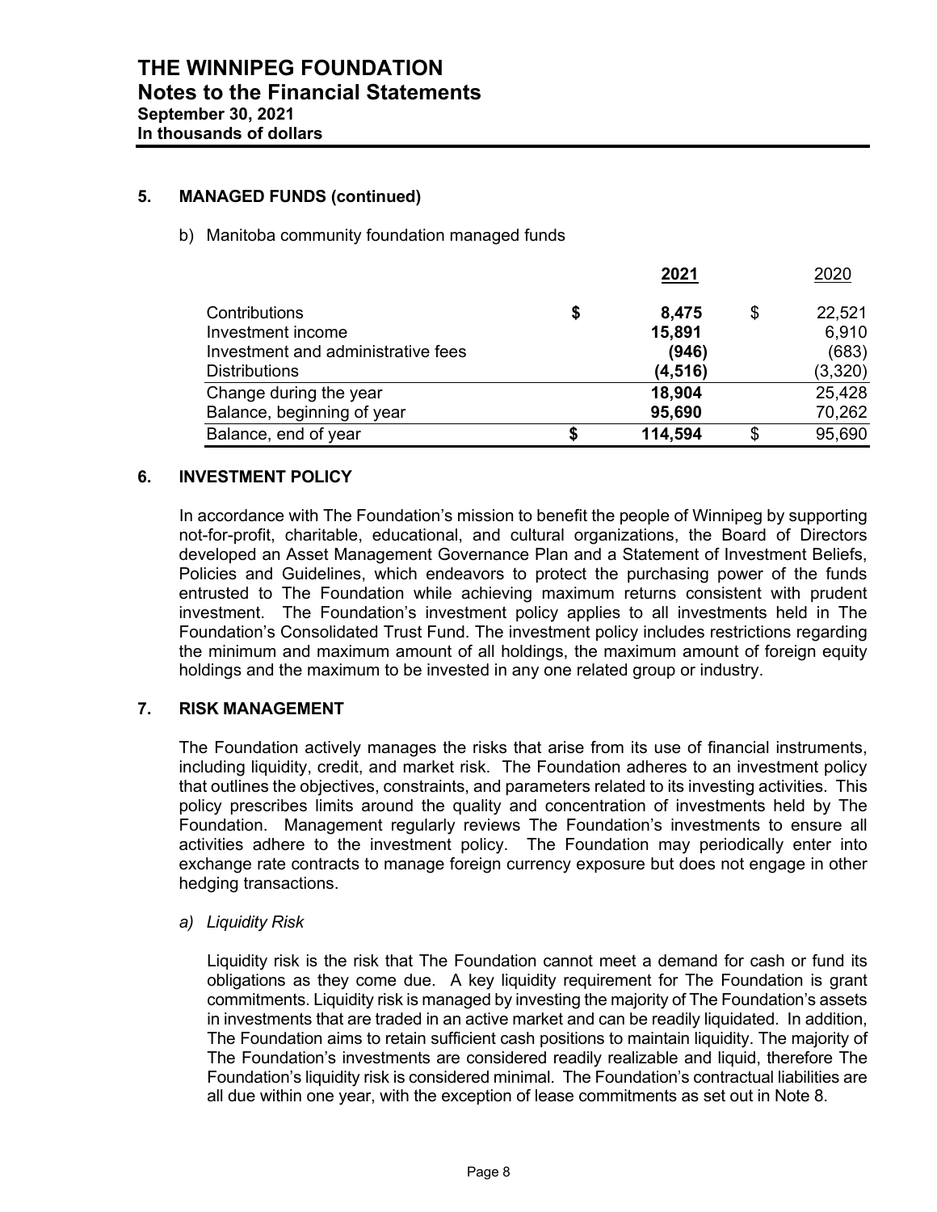### 5. MANAGED FUNDS (continued)

b) Manitoba community foundation managed funds

| | **2021** | 2020 |
|---|---|---|
| Contributions | **$ 8,475** | $ 22,521 |
| Investment income | **15,891** | 6,910 |
| Investment and administrative fees | **(946)** | (683) |
| Distributions | **(4,516)** | (3,320) |
| Change during the year | **18,904** | 25,428 |
| Balance, beginning of year | **95,690** | 70,262 |
| Balance, end of year | **$ 114,594** | $ 95,690 |

### 6. INVESTMENT POLICY

In accordance with The Foundation's mission to benefit the people of Winnipeg by supporting not-for-profit, charitable, educational, and cultural organizations, the Board of Directors developed an Asset Management Governance Plan and a Statement of Investment Beliefs, Policies and Guidelines, which endeavors to protect the purchasing power of the funds entrusted to The Foundation while achieving maximum returns consistent with prudent investment. The Foundation's investment policy applies to all investments held in The Foundation's Consolidated Trust Fund. The investment policy includes restrictions regarding the minimum and maximum amount of all holdings, the maximum amount of foreign equity holdings and the maximum to be invested in any one related group or industry.

### 7. RISK MANAGEMENT

The Foundation actively manages the risks that arise from its use of financial instruments, including liquidity, credit, and market risk. The Foundation adheres to an investment policy that outlines the objectives, constraints, and parameters related to its investing activities. This policy prescribes limits around the quality and concentration of investments held by The Foundation. Management regularly reviews The Foundation's investments to ensure all activities adhere to the investment policy. The Foundation may periodically enter into exchange rate contracts to manage foreign currency exposure but does not engage in other hedging transactions.

*a) Liquidity Risk*

Liquidity risk is the risk that The Foundation cannot meet a demand for cash or fund its obligations as they come due. A key liquidity requirement for The Foundation is grant commitments. Liquidity risk is managed by investing the majority of The Foundation's assets in investments that are traded in an active market and can be readily liquidated. In addition, The Foundation aims to retain sufficient cash positions to maintain liquidity. The majority of The Foundation's investments are considered readily realizable and liquid, therefore The Foundation's liquidity risk is considered minimal. The Foundation's contractual liabilities are all due within one year, with the exception of lease commitments as set out in Note 8.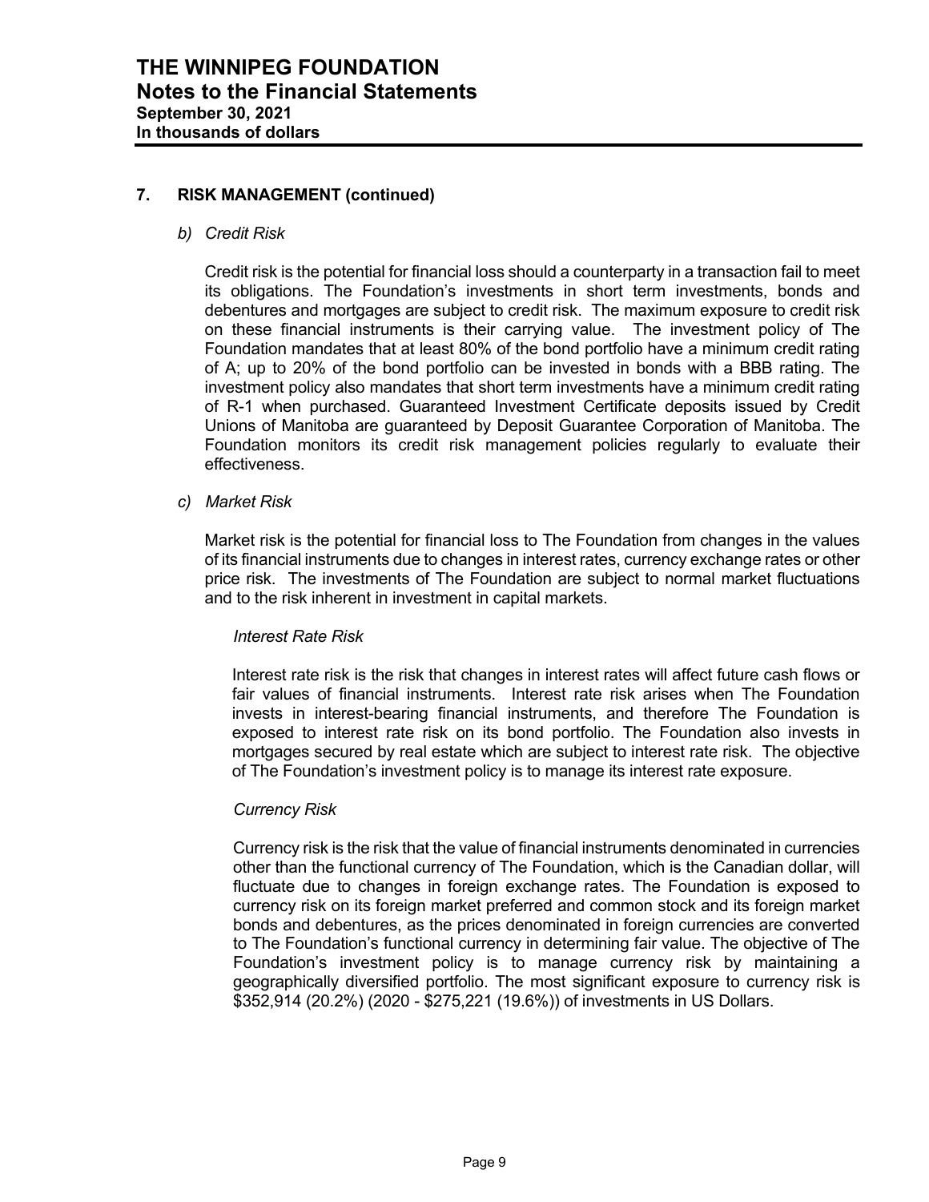# THE WINNIPEG FOUNDATION
## Notes to the Financial Statements
**September 30, 2021**
**In thousands of dollars**

### 7. RISK MANAGEMENT (continued)

*b) Credit Risk*

Credit risk is the potential for financial loss should a counterparty in a transaction fail to meet its obligations. The Foundation's investments in short term investments, bonds and debentures and mortgages are subject to credit risk. The maximum exposure to credit risk on these financial instruments is their carrying value. The investment policy of The Foundation mandates that at least 80% of the bond portfolio have a minimum credit rating of A; up to 20% of the bond portfolio can be invested in bonds with a BBB rating. The investment policy also mandates that short term investments have a minimum credit rating of R-1 when purchased. Guaranteed Investment Certificate deposits issued by Credit Unions of Manitoba are guaranteed by Deposit Guarantee Corporation of Manitoba. The Foundation monitors its credit risk management policies regularly to evaluate their effectiveness.

*c) Market Risk*

Market risk is the potential for financial loss to The Foundation from changes in the values of its financial instruments due to changes in interest rates, currency exchange rates or other price risk. The investments of The Foundation are subject to normal market fluctuations and to the risk inherent in investment in capital markets.

*Interest Rate Risk*

Interest rate risk is the risk that changes in interest rates will affect future cash flows or fair values of financial instruments. Interest rate risk arises when The Foundation invests in interest-bearing financial instruments, and therefore The Foundation is exposed to interest rate risk on its bond portfolio. The Foundation also invests in mortgages secured by real estate which are subject to interest rate risk. The objective of The Foundation's investment policy is to manage its interest rate exposure.

*Currency Risk*

Currency risk is the risk that the value of financial instruments denominated in currencies other than the functional currency of The Foundation, which is the Canadian dollar, will fluctuate due to changes in foreign exchange rates. The Foundation is exposed to currency risk on its foreign market preferred and common stock and its foreign market bonds and debentures, as the prices denominated in foreign currencies are converted to The Foundation's functional currency in determining fair value. The objective of The Foundation's investment policy is to manage currency risk by maintaining a geographically diversified portfolio. The most significant exposure to currency risk is $352,914 (20.2%) (2020 - $275,221 (19.6%)) of investments in US Dollars.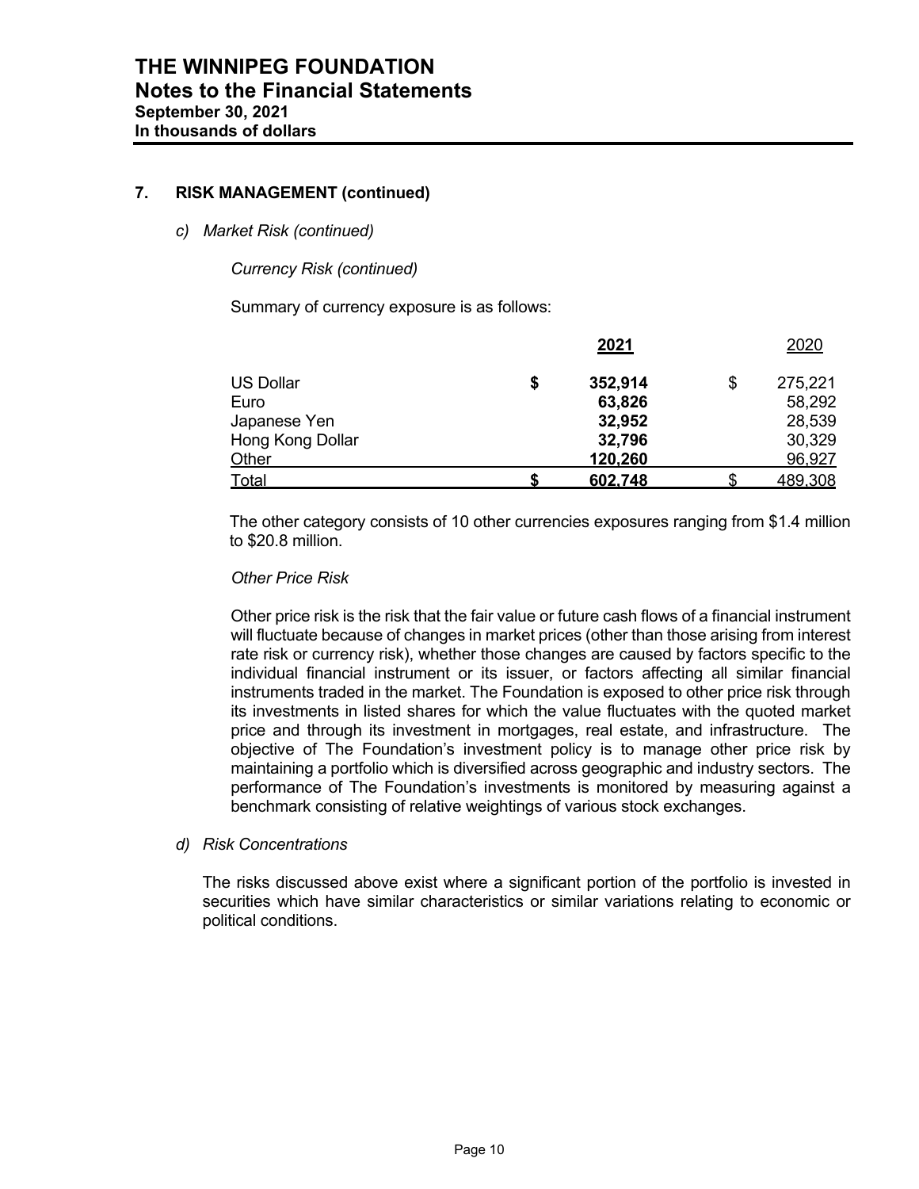# THE WINNIPEG FOUNDATION
## Notes to the Financial Statements
**September 30, 2021**
**In thousands of dollars**

### 7. RISK MANAGEMENT (continued)

*c) Market Risk (continued)*

*Currency Risk (continued)*

Summary of currency exposure is as follows:

| | **2021** | 2020 |
|---|---|---|
| US Dollar | **$ 352,914** | $ 275,221 |
| Euro | **63,826** | 58,292 |
| Japanese Yen | **32,952** | 28,539 |
| Hong Kong Dollar | **32,796** | 30,329 |
| Other | **120,260** | 96,927 |
| Total | **$ 602,748** | $ 489,308 |

The other category consists of 10 other currencies exposures ranging from $1.4 million to $20.8 million.

*Other Price Risk*

Other price risk is the risk that the fair value or future cash flows of a financial instrument will fluctuate because of changes in market prices (other than those arising from interest rate risk or currency risk), whether those changes are caused by factors specific to the individual financial instrument or its issuer, or factors affecting all similar financial instruments traded in the market. The Foundation is exposed to other price risk through its investments in listed shares for which the value fluctuates with the quoted market price and through its investment in mortgages, real estate, and infrastructure. The objective of The Foundation's investment policy is to manage other price risk by maintaining a portfolio which is diversified across geographic and industry sectors. The performance of The Foundation's investments is monitored by measuring against a benchmark consisting of relative weightings of various stock exchanges.

*d) Risk Concentrations*

The risks discussed above exist where a significant portion of the portfolio is invested in securities which have similar characteristics or similar variations relating to economic or political conditions.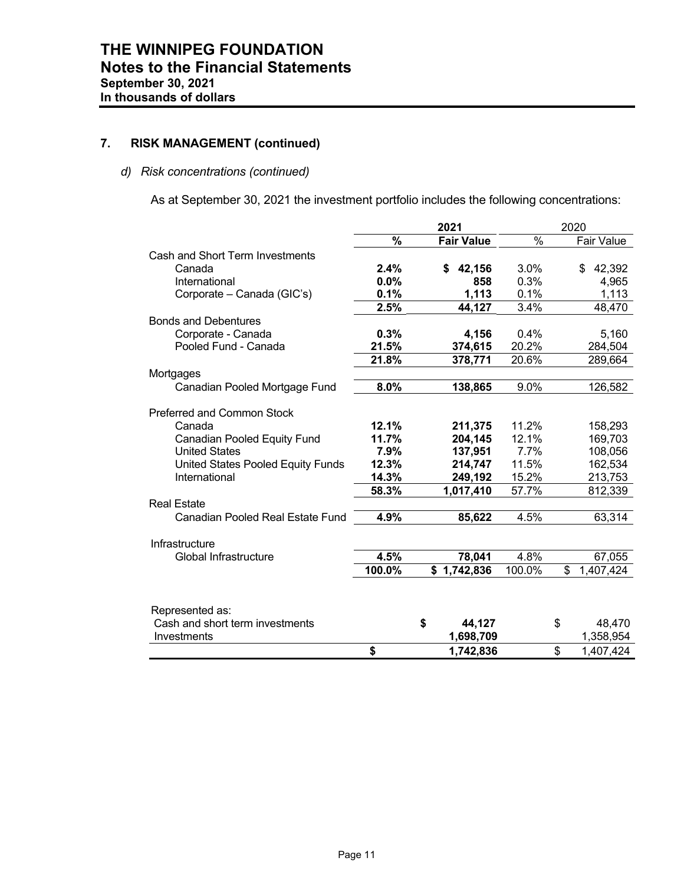# THE WINNIPEG FOUNDATION
## Notes to the Financial Statements
**September 30, 2021**
**In thousands of dollars**

## 7. RISK MANAGEMENT (continued)

### *d) Risk concentrations (continued)*

As at September 30, 2021 the investment portfolio includes the following concentrations:

| | **2021** | | 2020 | |
|---|---|---|---|---|
| | **%** | **Fair Value** | % | Fair Value |
| Cash and Short Term Investments | | | | |
| Canada | **2.4%** | **$ 42,156** | 3.0% | $ 42,392 |
| International | **0.0%** | **858** | 0.3% | 4,965 |
| Corporate – Canada (GIC's) | **0.1%** | **1,113** | 0.1% | 1,113 |
| | **2.5%** | **44,127** | 3.4% | 48,470 |
| Bonds and Debentures | | | | |
| Corporate - Canada | **0.3%** | **4,156** | 0.4% | 5,160 |
| Pooled Fund - Canada | **21.5%** | **374,615** | 20.2% | 284,504 |
| | **21.8%** | **378,771** | 20.6% | 289,664 |
| Mortgages | | | | |
| Canadian Pooled Mortgage Fund | **8.0%** | **138,865** | 9.0% | 126,582 |
| Preferred and Common Stock | | | | |
| Canada | **12.1%** | **211,375** | 11.2% | 158,293 |
| Canadian Pooled Equity Fund | **11.7%** | **204,145** | 12.1% | 169,703 |
| United States | **7.9%** | **137,951** | 7.7% | 108,056 |
| United States Pooled Equity Funds | **12.3%** | **214,747** | 11.5% | 162,534 |
| International | **14.3%** | **249,192** | 15.2% | 213,753 |
| | **58.3%** | **1,017,410** | 57.7% | 812,339 |
| Real Estate | | | | |
| Canadian Pooled Real Estate Fund | **4.9%** | **85,622** | 4.5% | 63,314 |
| Infrastructure | | | | |
| Global Infrastructure | **4.5%** | **78,041** | 4.8% | 67,055 |
| | **100.0%** | **$ 1,742,836** | 100.0% | $ 1,407,424 |

| Represented as: | | |
|---|---|---|
| Cash and short term investments | **$ 44,127** | $ 48,470 |
| Investments | **1,698,709** | 1,358,954 |
| | **$ 1,742,836** | $ 1,407,424 |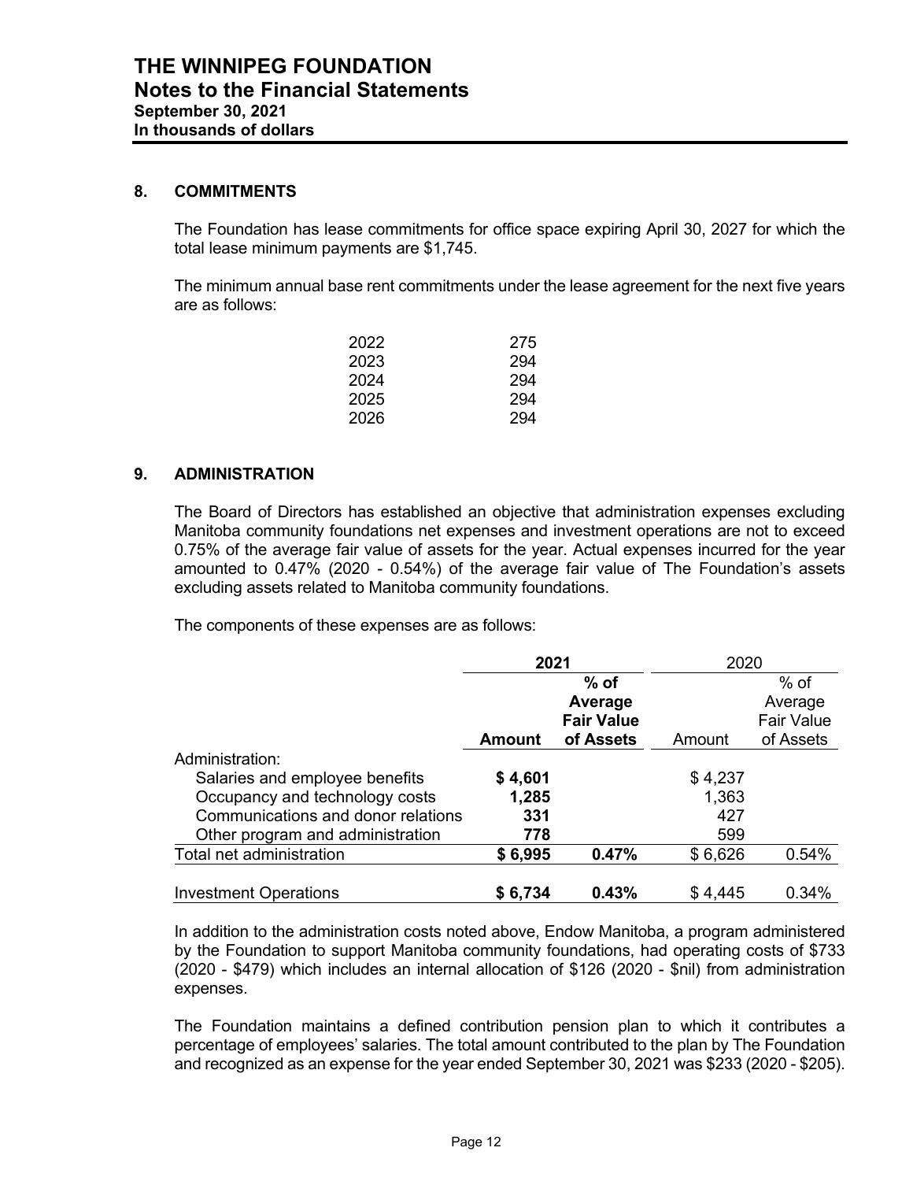# THE WINNIPEG FOUNDATION
## Notes to the Financial Statements
**September 30, 2021**
**In thousands of dollars**

### 8. COMMITMENTS

The Foundation has lease commitments for office space expiring April 30, 2027 for which the total lease minimum payments are $1,745.

The minimum annual base rent commitments under the lease agreement for the next five years are as follows:

| | |
|---|---|
| 2022 | 275 |
| 2023 | 294 |
| 2024 | 294 |
| 2025 | 294 |
| 2026 | 294 |

### 9. ADMINISTRATION

The Board of Directors has established an objective that administration expenses excluding Manitoba community foundations net expenses and investment operations are not to exceed 0.75% of the average fair value of assets for the year. Actual expenses incurred for the year amounted to 0.47% (2020 - 0.54%) of the average fair value of The Foundation's assets excluding assets related to Manitoba community foundations.

The components of these expenses are as follows:

| | **2021** | | 2020 | |
|---|---|---|---|---|
| | **Amount** | **% of Average Fair Value of Assets** | Amount | % of Average Fair Value of Assets |
| Administration: | | | | |
| Salaries and employee benefits | **$ 4,601** | | $ 4,237 | |
| Occupancy and technology costs | **1,285** | | 1,363 | |
| Communications and donor relations | **331** | | 427 | |
| Other program and administration | **778** | | 599 | |
| Total net administration | **$ 6,995** | **0.47%** | $ 6,626 | 0.54% |
| Investment Operations | **$ 6,734** | **0.43%** | $ 4,445 | 0.34% |

In addition to the administration costs noted above, Endow Manitoba, a program administered by the Foundation to support Manitoba community foundations, had operating costs of $733 (2020 - $479) which includes an internal allocation of $126 (2020 - $nil) from administration expenses.

The Foundation maintains a defined contribution pension plan to which it contributes a percentage of employees' salaries. The total amount contributed to the plan by The Foundation and recognized as an expense for the year ended September 30, 2021 was $233 (2020 - $205).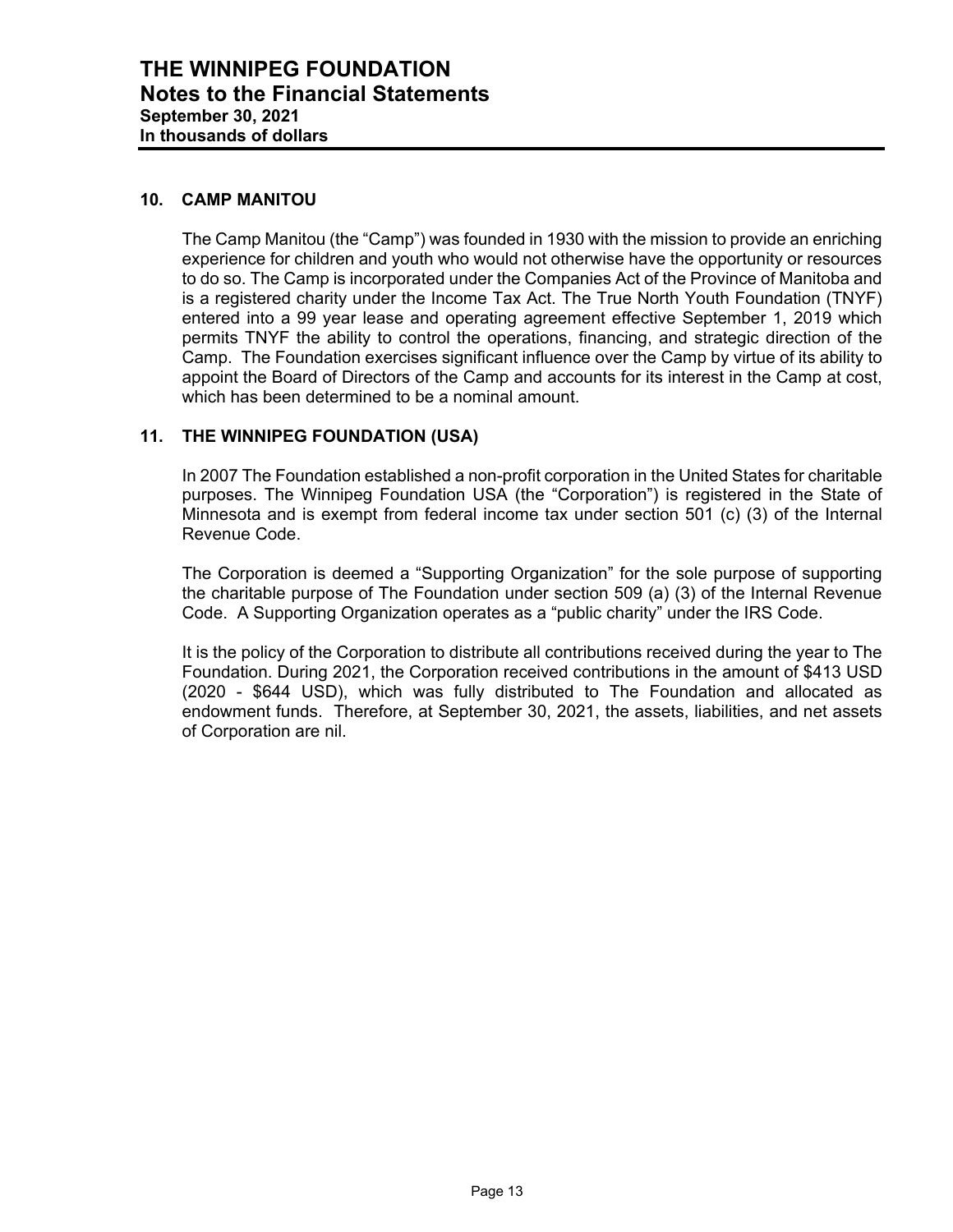# THE WINNIPEG FOUNDATION
## Notes to the Financial Statements
**September 30, 2021**
**In thousands of dollars**

### 10. CAMP MANITOU

The Camp Manitou (the "Camp") was founded in 1930 with the mission to provide an enriching experience for children and youth who would not otherwise have the opportunity or resources to do so. The Camp is incorporated under the Companies Act of the Province of Manitoba and is a registered charity under the Income Tax Act. The True North Youth Foundation (TNYF) entered into a 99 year lease and operating agreement effective September 1, 2019 which permits TNYF the ability to control the operations, financing, and strategic direction of the Camp. The Foundation exercises significant influence over the Camp by virtue of its ability to appoint the Board of Directors of the Camp and accounts for its interest in the Camp at cost, which has been determined to be a nominal amount.

### 11. THE WINNIPEG FOUNDATION (USA)

In 2007 The Foundation established a non-profit corporation in the United States for charitable purposes. The Winnipeg Foundation USA (the "Corporation") is registered in the State of Minnesota and is exempt from federal income tax under section 501 (c) (3) of the Internal Revenue Code.

The Corporation is deemed a "Supporting Organization" for the sole purpose of supporting the charitable purpose of The Foundation under section 509 (a) (3) of the Internal Revenue Code. A Supporting Organization operates as a "public charity" under the IRS Code.

It is the policy of the Corporation to distribute all contributions received during the year to The Foundation. During 2021, the Corporation received contributions in the amount of $413 USD (2020 - $644 USD), which was fully distributed to The Foundation and allocated as endowment funds. Therefore, at September 30, 2021, the assets, liabilities, and net assets of Corporation are nil.